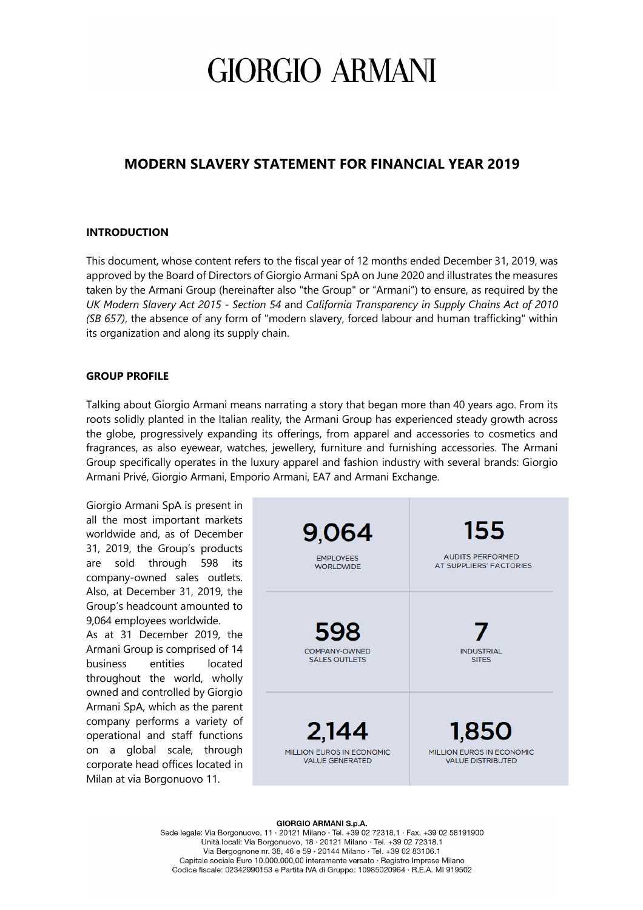# GIORGIO ARMANI

## MODERN SLAVERY STATEMENT FOR FINANCIAL YEAR 2019

### INTRODUCTION

This document, whose content refers to the fiscal year of 12 months ended December 31, 2019, was approved by the Board of Directors of Giorgio Armani SpA on June 2020 and illustrates the measures taken by the Armani Group (hereinafter also "the Group" or "Armani") to ensure, as required by the *UK Modern Slavery Act 2015 - Section 54* and *California Transparency in Supply Chains Act of 2010 (SB 657)*, the absence of any form of "modern slavery, forced labour and human trafficking" within its organization and along its supply chain.

### GROUP PROFILE

Talking about Giorgio Armani means narrating a story that began more than 40 years ago. From its roots solidly planted in the Italian reality, the Armani Group has experienced steady growth across the globe, progressively expanding its offerings, from apparel and accessories to cosmetics and fragrances, as also eyewear, watches, jewellery, furniture and furnishing accessories. The Armani Group specifically operates in the luxury apparel and fashion industry with several brands: Giorgio Armani Privé, Giorgio Armani, Emporio Armani, EA7 and Armani Exchange.

Giorgio Armani SpA is present in all the most important markets worldwide and, as of December 31, 2019, the Group's products are sold through 598 its company-owned sales outlets. Also, at December 31, 2019, the Group's headcount amounted to 9,064 employees worldwide.

As at 31 December 2019, the Armani Group is comprised of 14 business entities located throughout the world, wholly owned and controlled by Giorgio Armani SpA, which as the parent company performs a variety of operational and staff functions on a global scale, through corporate head offices located in Milan at via Borgonuovo 11.

| | |
|---|---|
| **9,064** EMPLOYEES WORLDWIDE | **155** AUDITS PERFORMED AT SUPPLIERS' FACTORIES |
| **598** COMPANY-OWNED SALES OUTLETS | **7** INDUSTRIAL SITES |
| **2,144** MILLION EUROS IN ECONOMIC VALUE GENERATED | **1,850** MILLION EUROS IN ECONOMIC VALUE DISTRIBUTED |

**GIORGIO ARMANI S.p.A.**
Sede legale: Via Borgonuovo, 11 · 20121 Milano · Tel. +39 02 72318.1 · Fax. +39 02 58191900
Unità locali: Via Borgonuovo, 18 · 20121 Milano · Tel. +39 02 72318.1
Via Bergognone nr. 38, 46 e 59 · 20144 Milano · Tel. +39 02 83106.1
Capitale sociale Euro 10.000.000,00 interamente versato · Registro Imprese Milano
Codice fiscale: 02342990153 e Partita IVA di Gruppo: 10985020964 · R.E.A. MI 919502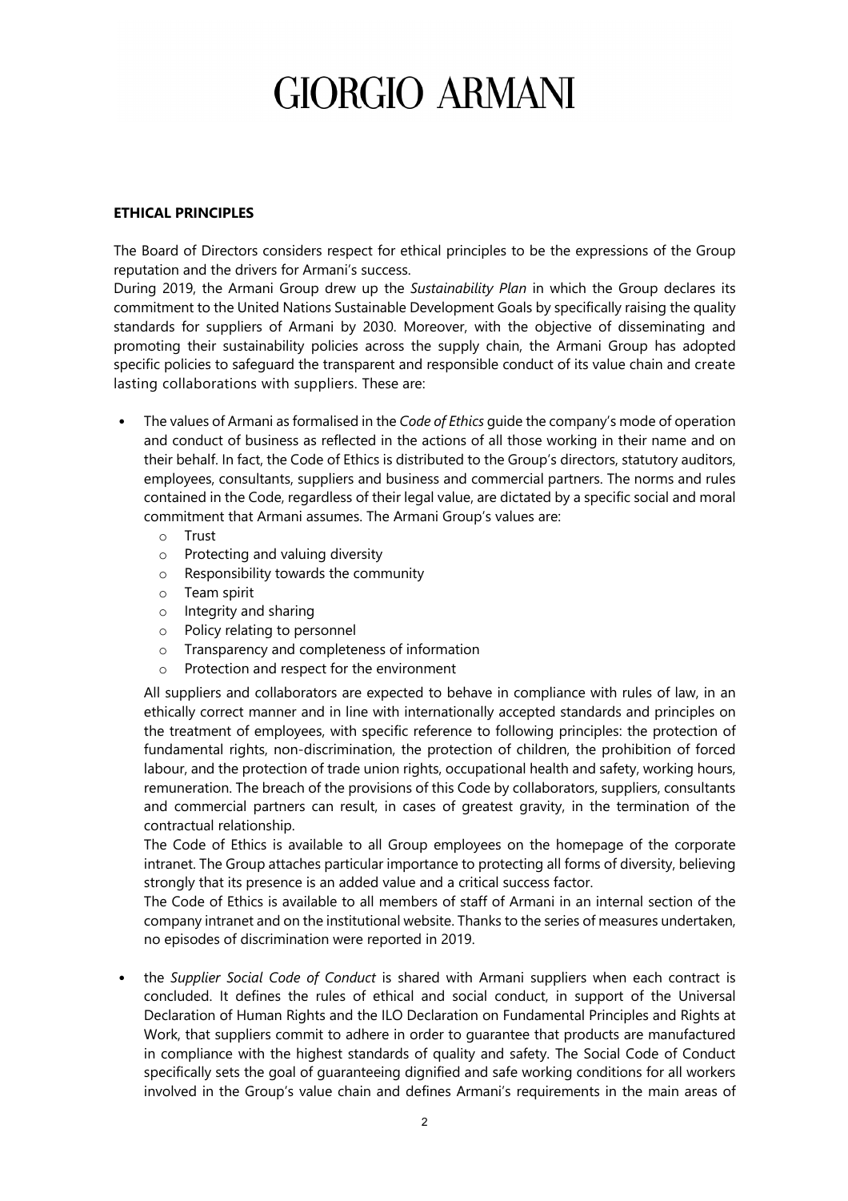# GIORGIO ARMANI

**ETHICAL PRINCIPLES**

The Board of Directors considers respect for ethical principles to be the expressions of the Group reputation and the drivers for Armani's success.

During 2019, the Armani Group drew up the *Sustainability Plan* in which the Group declares its commitment to the United Nations Sustainable Development Goals by specifically raising the quality standards for suppliers of Armani by 2030. Moreover, with the objective of disseminating and promoting their sustainability policies across the supply chain, the Armani Group has adopted specific policies to safeguard the transparent and responsible conduct of its value chain and create lasting collaborations with suppliers. These are:

- The values of Armani as formalised in the *Code of Ethics* guide the company's mode of operation and conduct of business as reflected in the actions of all those working in their name and on their behalf. In fact, the Code of Ethics is distributed to the Group's directors, statutory auditors, employees, consultants, suppliers and business and commercial partners. The norms and rules contained in the Code, regardless of their legal value, are dictated by a specific social and moral commitment that Armani assumes. The Armani Group's values are:
    - Trust
    - Protecting and valuing diversity
    - Responsibility towards the community
    - Team spirit
    - Integrity and sharing
    - Policy relating to personnel
    - Transparency and completeness of information
    - Protection and respect for the environment

  All suppliers and collaborators are expected to behave in compliance with rules of law, in an ethically correct manner and in line with internationally accepted standards and principles on the treatment of employees, with specific reference to following principles: the protection of fundamental rights, non-discrimination, the protection of children, the prohibition of forced labour, and the protection of trade union rights, occupational health and safety, working hours, remuneration. The breach of the provisions of this Code by collaborators, suppliers, consultants and commercial partners can result, in cases of greatest gravity, in the termination of the contractual relationship.

  The Code of Ethics is available to all Group employees on the homepage of the corporate intranet. The Group attaches particular importance to protecting all forms of diversity, believing strongly that its presence is an added value and a critical success factor.

  The Code of Ethics is available to all members of staff of Armani in an internal section of the company intranet and on the institutional website. Thanks to the series of measures undertaken, no episodes of discrimination were reported in 2019.

- the *Supplier Social Code of Conduct* is shared with Armani suppliers when each contract is concluded. It defines the rules of ethical and social conduct, in support of the Universal Declaration of Human Rights and the ILO Declaration on Fundamental Principles and Rights at Work, that suppliers commit to adhere in order to guarantee that products are manufactured in compliance with the highest standards of quality and safety. The Social Code of Conduct specifically sets the goal of guaranteeing dignified and safe working conditions for all workers involved in the Group's value chain and defines Armani's requirements in the main areas of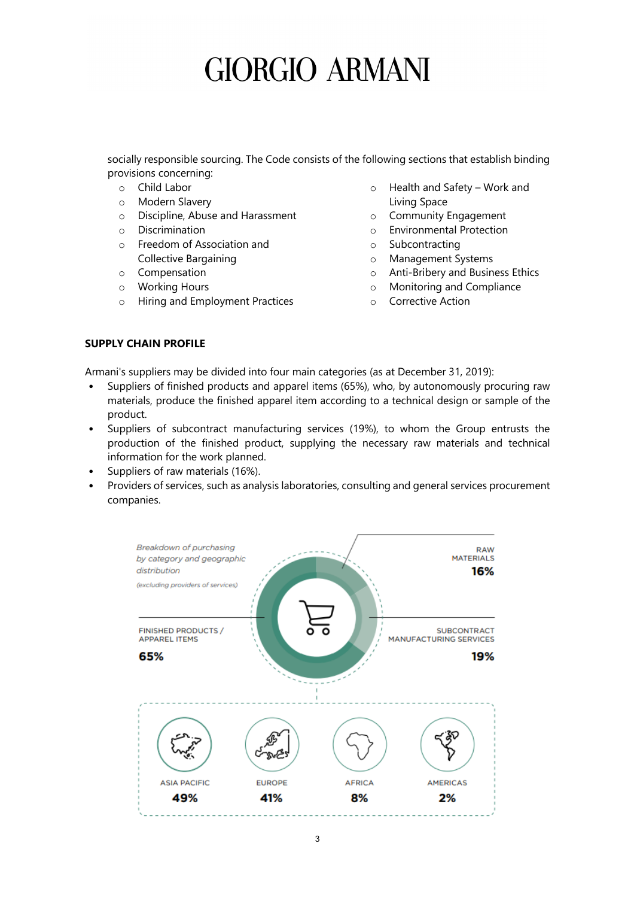socially responsible sourcing. The Code consists of the following sections that establish binding provisions concerning:

- Child Labor
- Modern Slavery
- Discipline, Abuse and Harassment
- Discrimination
- Freedom of Association and Collective Bargaining
- Compensation
- Working Hours
- Hiring and Employment Practices
- Health and Safety – Work and Living Space
- Community Engagement
- Environmental Protection
- Subcontracting
- Management Systems
- Anti-Bribery and Business Ethics
- Monitoring and Compliance
- Corrective Action

**SUPPLY CHAIN PROFILE**

Armani's suppliers may be divided into four main categories (as at December 31, 2019):

- Suppliers of finished products and apparel items (65%), who, by autonomously procuring raw materials, produce the finished apparel item according to a technical design or sample of the product.
- Suppliers of subcontract manufacturing services (19%), to whom the Group entrusts the production of the finished product, supplying the necessary raw materials and technical information for the work planned.
- Suppliers of raw materials (16%).
- Providers of services, such as analysis laboratories, consulting and general services procurement companies.

*Breakdown of purchasing by category and geographic distribution*

*(excluding providers of services)*

| Category | Share |
| --- | --- |
| RAW MATERIALS | 16% |
| FINISHED PRODUCTS / APPAREL ITEMS | 65% |
| SUBCONTRACT MANUFACTURING SERVICES | 19% |

| ASIA PACIFIC | EUROPE | AFRICA | AMERICAS |
| --- | --- | --- | --- |
| 49% | 41% | 8% | 2% |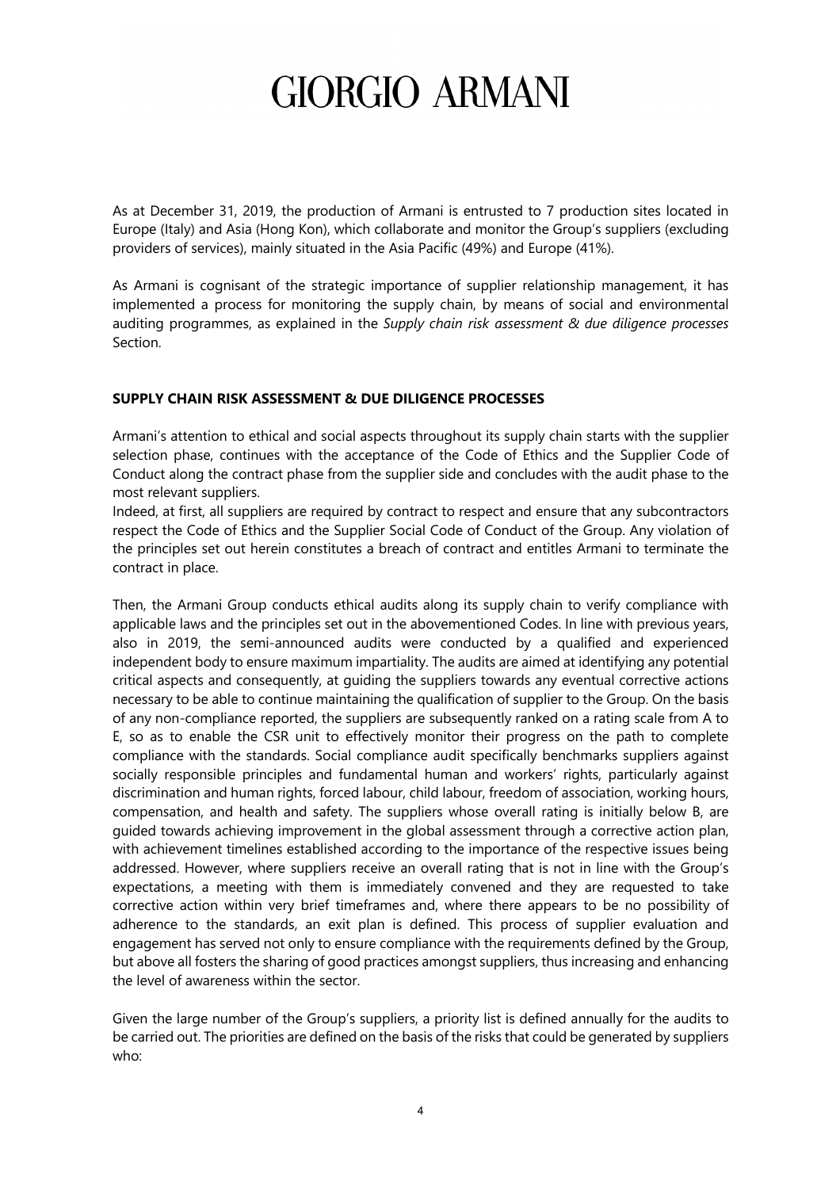As at December 31, 2019, the production of Armani is entrusted to 7 production sites located in Europe (Italy) and Asia (Hong Kon), which collaborate and monitor the Group's suppliers (excluding providers of services), mainly situated in the Asia Pacific (49%) and Europe (41%).

As Armani is cognisant of the strategic importance of supplier relationship management, it has implemented a process for monitoring the supply chain, by means of social and environmental auditing programmes, as explained in the *Supply chain risk assessment & due diligence processes* Section.

## SUPPLY CHAIN RISK ASSESSMENT & DUE DILIGENCE PROCESSES

Armani's attention to ethical and social aspects throughout its supply chain starts with the supplier selection phase, continues with the acceptance of the Code of Ethics and the Supplier Code of Conduct along the contract phase from the supplier side and concludes with the audit phase to the most relevant suppliers.
Indeed, at first, all suppliers are required by contract to respect and ensure that any subcontractors respect the Code of Ethics and the Supplier Social Code of Conduct of the Group. Any violation of the principles set out herein constitutes a breach of contract and entitles Armani to terminate the contract in place.

Then, the Armani Group conducts ethical audits along its supply chain to verify compliance with applicable laws and the principles set out in the abovementioned Codes. In line with previous years, also in 2019, the semi-announced audits were conducted by a qualified and experienced independent body to ensure maximum impartiality. The audits are aimed at identifying any potential critical aspects and consequently, at guiding the suppliers towards any eventual corrective actions necessary to be able to continue maintaining the qualification of supplier to the Group. On the basis of any non-compliance reported, the suppliers are subsequently ranked on a rating scale from A to E, so as to enable the CSR unit to effectively monitor their progress on the path to complete compliance with the standards. Social compliance audit specifically benchmarks suppliers against socially responsible principles and fundamental human and workers' rights, particularly against discrimination and human rights, forced labour, child labour, freedom of association, working hours, compensation, and health and safety. The suppliers whose overall rating is initially below B, are guided towards achieving improvement in the global assessment through a corrective action plan, with achievement timelines established according to the importance of the respective issues being addressed. However, where suppliers receive an overall rating that is not in line with the Group's expectations, a meeting with them is immediately convened and they are requested to take corrective action within very brief timeframes and, where there appears to be no possibility of adherence to the standards, an exit plan is defined. This process of supplier evaluation and engagement has served not only to ensure compliance with the requirements defined by the Group, but above all fosters the sharing of good practices amongst suppliers, thus increasing and enhancing the level of awareness within the sector.

Given the large number of the Group's suppliers, a priority list is defined annually for the audits to be carried out. The priorities are defined on the basis of the risks that could be generated by suppliers who: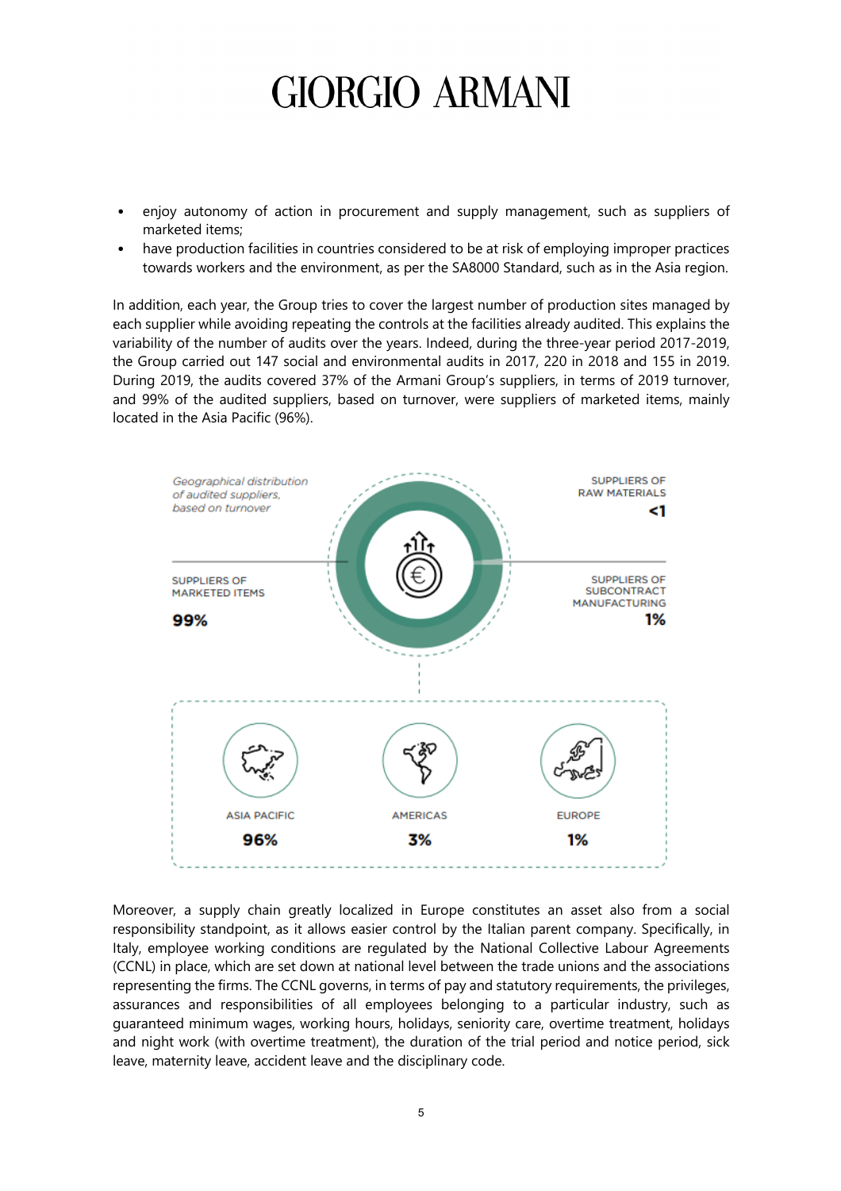- enjoy autonomy of action in procurement and supply management, such as suppliers of marketed items;
- have production facilities in countries considered to be at risk of employing improper practices towards workers and the environment, as per the SA8000 Standard, such as in the Asia region.

In addition, each year, the Group tries to cover the largest number of production sites managed by each supplier while avoiding repeating the controls at the facilities already audited. This explains the variability of the number of audits over the years. Indeed, during the three-year period 2017-2019, the Group carried out 147 social and environmental audits in 2017, 220 in 2018 and 155 in 2019. During 2019, the audits covered 37% of the Armani Group's suppliers, in terms of 2019 turnover, and 99% of the audited suppliers, based on turnover, were suppliers of marketed items, mainly located in the Asia Pacific (96%).

*Geographical distribution of audited suppliers, based on turnover*

| Supplier type | % |
| --- | --- |
| SUPPLIERS OF MARKETED ITEMS | 99% |
| SUPPLIERS OF RAW MATERIALS | <1 |
| SUPPLIERS OF SUBCONTRACT MANUFACTURING | 1% |

| ASIA PACIFIC | AMERICAS | EUROPE |
| --- | --- | --- |
| 96% | 3% | 1% |

Moreover, a supply chain greatly localized in Europe constitutes an asset also from a social responsibility standpoint, as it allows easier control by the Italian parent company. Specifically, in Italy, employee working conditions are regulated by the National Collective Labour Agreements (CCNL) in place, which are set down at national level between the trade unions and the associations representing the firms. The CCNL governs, in terms of pay and statutory requirements, the privileges, assurances and responsibilities of all employees belonging to a particular industry, such as guaranteed minimum wages, working hours, holidays, seniority care, overtime treatment, holidays and night work (with overtime treatment), the duration of the trial period and notice period, sick leave, maternity leave, accident leave and the disciplinary code.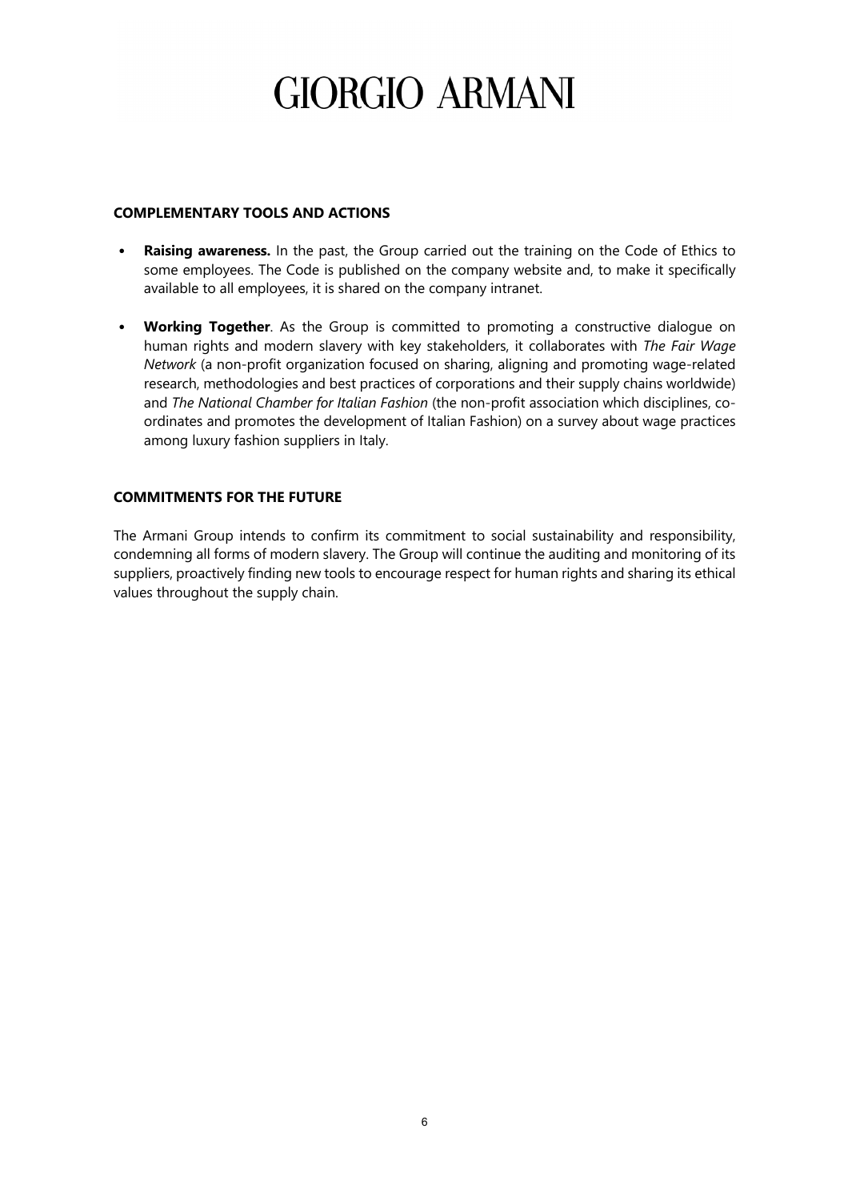## COMPLEMENTARY TOOLS AND ACTIONS

- **Raising awareness.** In the past, the Group carried out the training on the Code of Ethics to some employees. The Code is published on the company website and, to make it specifically available to all employees, it is shared on the company intranet.

- **Working Together**. As the Group is committed to promoting a constructive dialogue on human rights and modern slavery with key stakeholders, it collaborates with *The Fair Wage Network* (a non-profit organization focused on sharing, aligning and promoting wage-related research, methodologies and best practices of corporations and their supply chains worldwide) and *The National Chamber for Italian Fashion* (the non-profit association which disciplines, co-ordinates and promotes the development of Italian Fashion) on a survey about wage practices among luxury fashion suppliers in Italy.

## COMMITMENTS FOR THE FUTURE

The Armani Group intends to confirm its commitment to social sustainability and responsibility, condemning all forms of modern slavery. The Group will continue the auditing and monitoring of its suppliers, proactively finding new tools to encourage respect for human rights and sharing its ethical values throughout the supply chain.